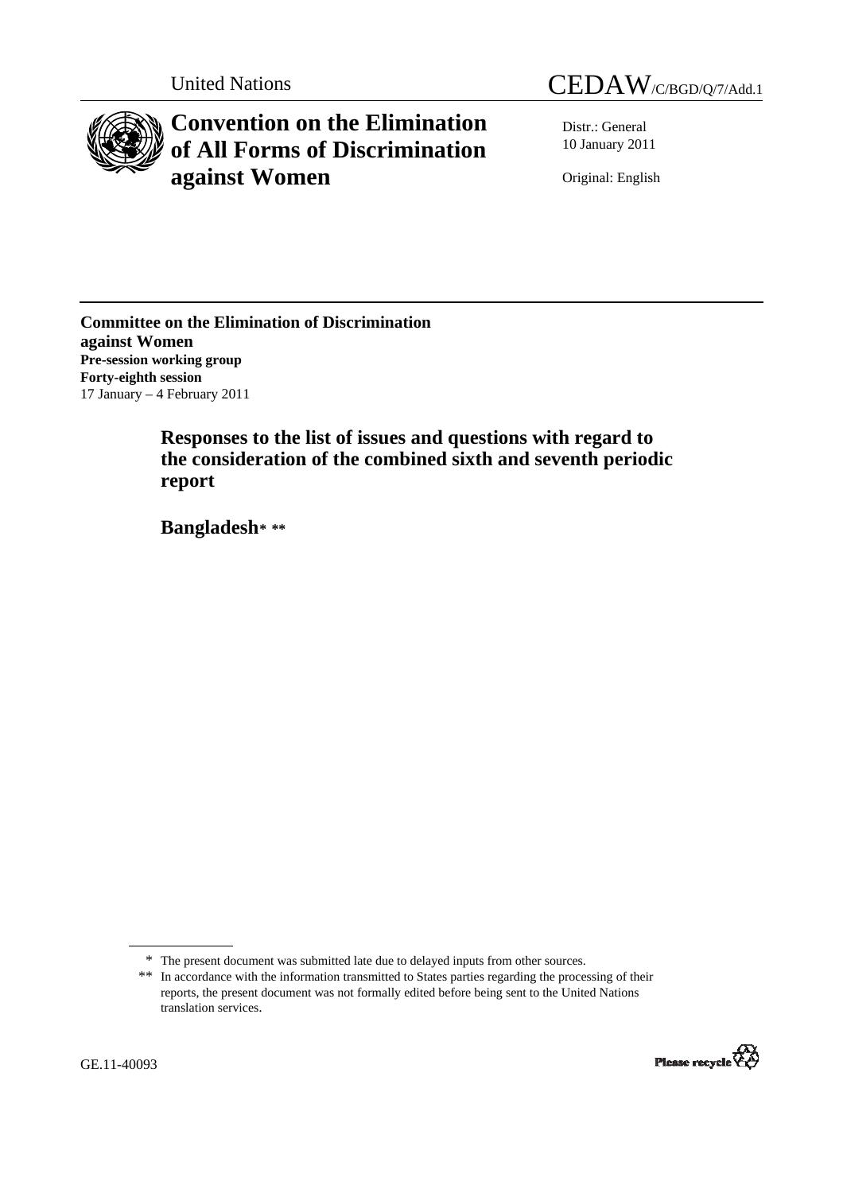United Nations

CEDAW/C/BGD/Q/7/Add.1

# Convention on the Elimination of All Forms of Discrimination against Women

Distr.: General
10 January 2011

Original: English

**Committee on the Elimination of Discrimination against Women**
**Pre-session working group**
**Forty-eighth session**
17 January – 4 February 2011

## Responses to the list of issues and questions with regard to the consideration of the combined sixth and seventh periodic report

## Bangladesh* **

\* The present document was submitted late due to delayed inputs from other sources.

\*\* In accordance with the information transmitted to States parties regarding the processing of their reports, the present document was not formally edited before being sent to the United Nations translation services.

GE.11-40093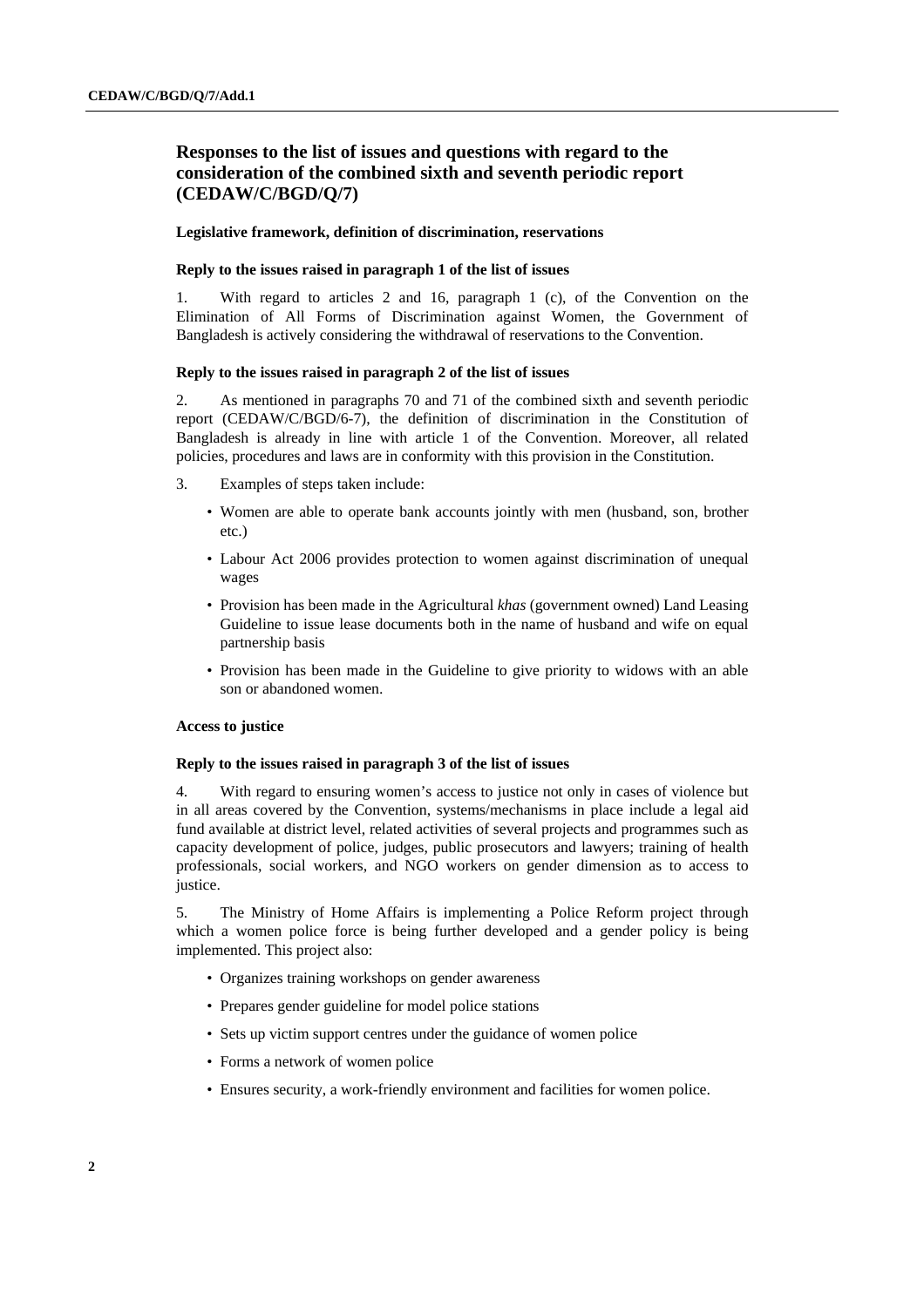## Responses to the list of issues and questions with regard to the consideration of the combined sixth and seventh periodic report (CEDAW/C/BGD/Q/7)

### Legislative framework, definition of discrimination, reservations

#### Reply to the issues raised in paragraph 1 of the list of issues

1. With regard to articles 2 and 16, paragraph 1 (c), of the Convention on the Elimination of All Forms of Discrimination against Women, the Government of Bangladesh is actively considering the withdrawal of reservations to the Convention.

#### Reply to the issues raised in paragraph 2 of the list of issues

2. As mentioned in paragraphs 70 and 71 of the combined sixth and seventh periodic report (CEDAW/C/BGD/6-7), the definition of discrimination in the Constitution of Bangladesh is already in line with article 1 of the Convention. Moreover, all related policies, procedures and laws are in conformity with this provision in the Constitution.

3. Examples of steps taken include:

- Women are able to operate bank accounts jointly with men (husband, son, brother etc.)
- Labour Act 2006 provides protection to women against discrimination of unequal wages
- Provision has been made in the Agricultural *khas* (government owned) Land Leasing Guideline to issue lease documents both in the name of husband and wife on equal partnership basis
- Provision has been made in the Guideline to give priority to widows with an able son or abandoned women.

### Access to justice

#### Reply to the issues raised in paragraph 3 of the list of issues

4. With regard to ensuring women's access to justice not only in cases of violence but in all areas covered by the Convention, systems/mechanisms in place include a legal aid fund available at district level, related activities of several projects and programmes such as capacity development of police, judges, public prosecutors and lawyers; training of health professionals, social workers, and NGO workers on gender dimension as to access to justice.

5. The Ministry of Home Affairs is implementing a Police Reform project through which a women police force is being further developed and a gender policy is being implemented. This project also:

- Organizes training workshops on gender awareness
- Prepares gender guideline for model police stations
- Sets up victim support centres under the guidance of women police
- Forms a network of women police
- Ensures security, a work-friendly environment and facilities for women police.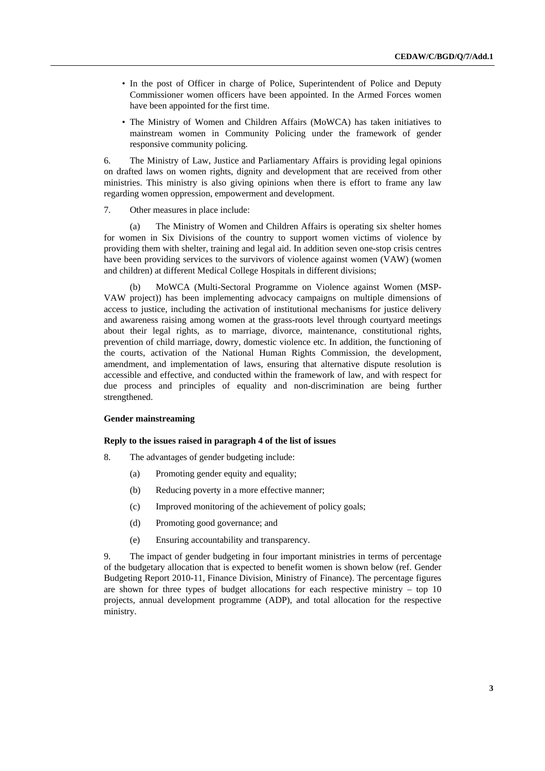- In the post of Officer in charge of Police, Superintendent of Police and Deputy Commissioner women officers have been appointed. In the Armed Forces women have been appointed for the first time.
- The Ministry of Women and Children Affairs (MoWCA) has taken initiatives to mainstream women in Community Policing under the framework of gender responsive community policing.

6. The Ministry of Law, Justice and Parliamentary Affairs is providing legal opinions on drafted laws on women rights, dignity and development that are received from other ministries. This ministry is also giving opinions when there is effort to frame any law regarding women oppression, empowerment and development.

7. Other measures in place include:

(a) The Ministry of Women and Children Affairs is operating six shelter homes for women in Six Divisions of the country to support women victims of violence by providing them with shelter, training and legal aid. In addition seven one-stop crisis centres have been providing services to the survivors of violence against women (VAW) (women and children) at different Medical College Hospitals in different divisions;

(b) MoWCA (Multi-Sectoral Programme on Violence against Women (MSP-VAW project)) has been implementing advocacy campaigns on multiple dimensions of access to justice, including the activation of institutional mechanisms for justice delivery and awareness raising among women at the grass-roots level through courtyard meetings about their legal rights, as to marriage, divorce, maintenance, constitutional rights, prevention of child marriage, dowry, domestic violence etc. In addition, the functioning of the courts, activation of the National Human Rights Commission, the development, amendment, and implementation of laws, ensuring that alternative dispute resolution is accessible and effective, and conducted within the framework of law, and with respect for due process and principles of equality and non-discrimination are being further strengthened.

**Gender mainstreaming**

**Reply to the issues raised in paragraph 4 of the list of issues**

8. The advantages of gender budgeting include:

(a) Promoting gender equity and equality;

(b) Reducing poverty in a more effective manner;

(c) Improved monitoring of the achievement of policy goals;

(d) Promoting good governance; and

(e) Ensuring accountability and transparency.

9. The impact of gender budgeting in four important ministries in terms of percentage of the budgetary allocation that is expected to benefit women is shown below (ref. Gender Budgeting Report 2010-11, Finance Division, Ministry of Finance). The percentage figures are shown for three types of budget allocations for each respective ministry – top 10 projects, annual development programme (ADP), and total allocation for the respective ministry.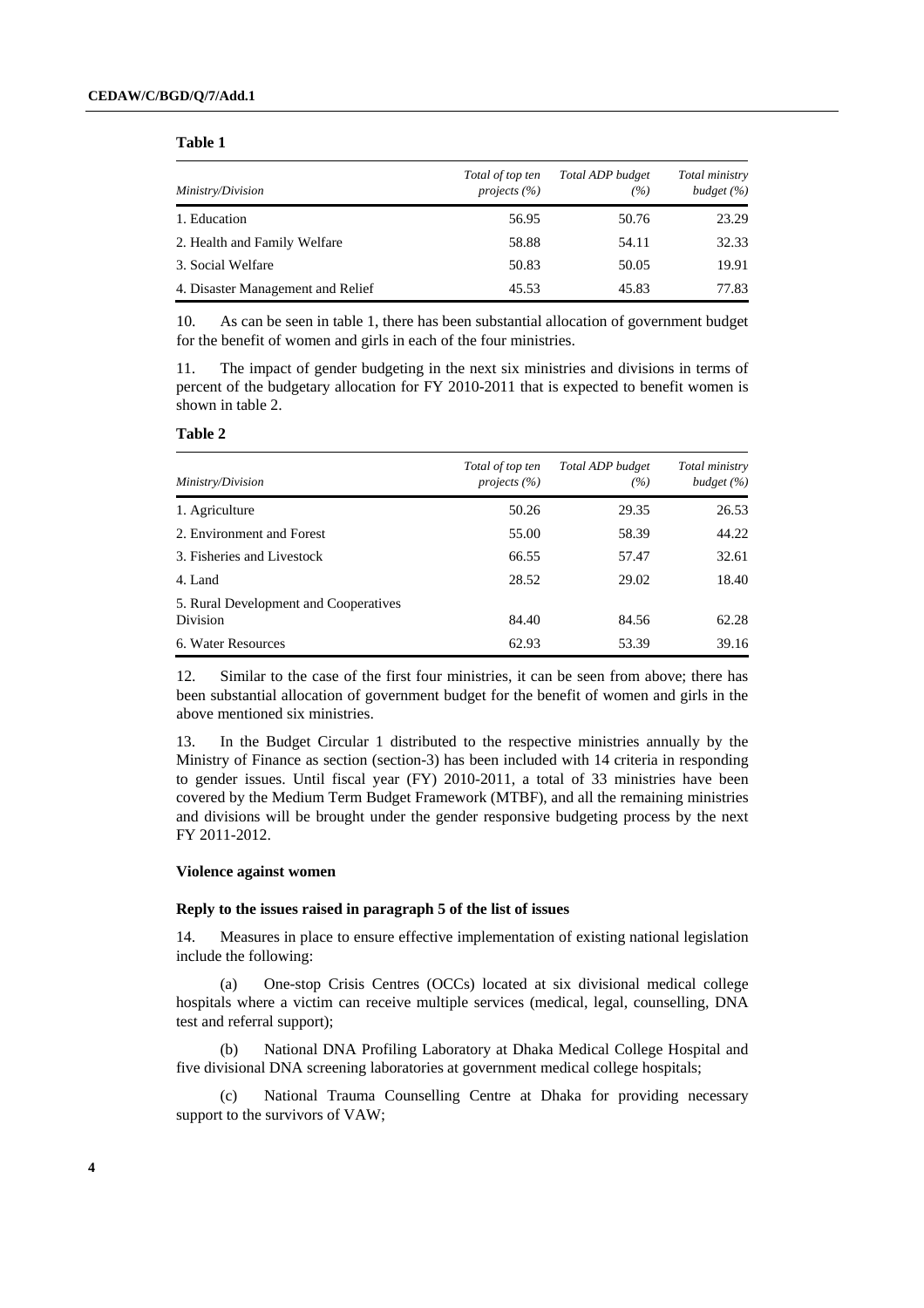**Table 1**

| *Ministry/Division* | *Total of top ten projects (%)* | *Total ADP budget (%)* | *Total ministry budget (%)* |
|---|---|---|---|
| 1. Education | 56.95 | 50.76 | 23.29 |
| 2. Health and Family Welfare | 58.88 | 54.11 | 32.33 |
| 3. Social Welfare | 50.83 | 50.05 | 19.91 |
| 4. Disaster Management and Relief | 45.53 | 45.83 | 77.83 |

10. As can be seen in table 1, there has been substantial allocation of government budget for the benefit of women and girls in each of the four ministries.

11. The impact of gender budgeting in the next six ministries and divisions in terms of percent of the budgetary allocation for FY 2010-2011 that is expected to benefit women is shown in table 2.

**Table 2**

| *Ministry/Division* | *Total of top ten projects (%)* | *Total ADP budget (%)* | *Total ministry budget (%)* |
|---|---|---|---|
| 1. Agriculture | 50.26 | 29.35 | 26.53 |
| 2. Environment and Forest | 55.00 | 58.39 | 44.22 |
| 3. Fisheries and Livestock | 66.55 | 57.47 | 32.61 |
| 4. Land | 28.52 | 29.02 | 18.40 |
| 5. Rural Development and Cooperatives Division | 84.40 | 84.56 | 62.28 |
| 6. Water Resources | 62.93 | 53.39 | 39.16 |

12. Similar to the case of the first four ministries, it can be seen from above; there has been substantial allocation of government budget for the benefit of women and girls in the above mentioned six ministries.

13. In the Budget Circular 1 distributed to the respective ministries annually by the Ministry of Finance as section (section-3) has been included with 14 criteria in responding to gender issues. Until fiscal year (FY) 2010-2011, a total of 33 ministries have been covered by the Medium Term Budget Framework (MTBF), and all the remaining ministries and divisions will be brought under the gender responsive budgeting process by the next FY 2011-2012.

### Violence against women

#### Reply to the issues raised in paragraph 5 of the list of issues

14. Measures in place to ensure effective implementation of existing national legislation include the following:

(a) One-stop Crisis Centres (OCCs) located at six divisional medical college hospitals where a victim can receive multiple services (medical, legal, counselling, DNA test and referral support);

(b) National DNA Profiling Laboratory at Dhaka Medical College Hospital and five divisional DNA screening laboratories at government medical college hospitals;

(c) National Trauma Counselling Centre at Dhaka for providing necessary support to the survivors of VAW;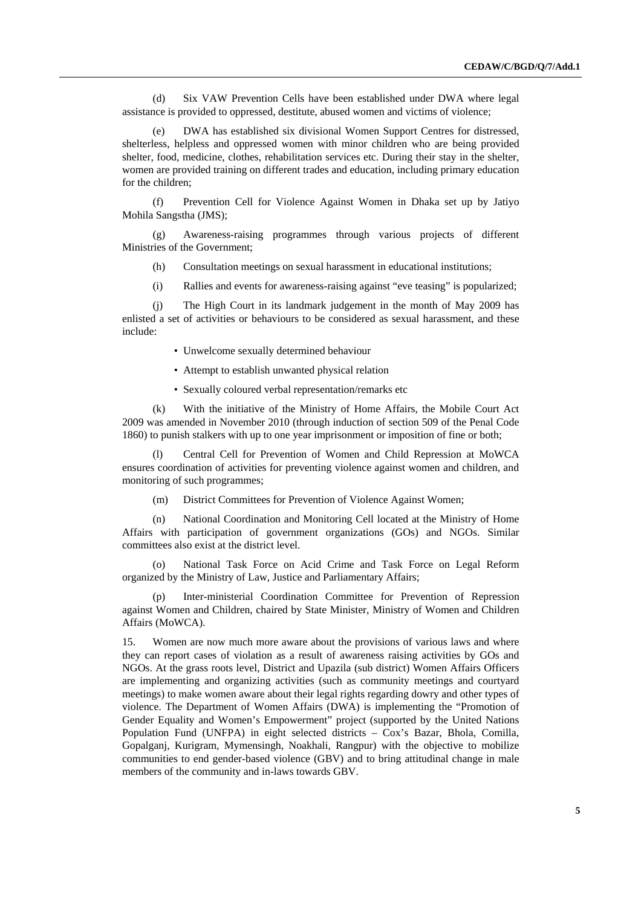(d) Six VAW Prevention Cells have been established under DWA where legal assistance is provided to oppressed, destitute, abused women and victims of violence;

(e) DWA has established six divisional Women Support Centres for distressed, shelterless, helpless and oppressed women with minor children who are being provided shelter, food, medicine, clothes, rehabilitation services etc. During their stay in the shelter, women are provided training on different trades and education, including primary education for the children;

(f) Prevention Cell for Violence Against Women in Dhaka set up by Jatiyo Mohila Sangstha (JMS);

(g) Awareness-raising programmes through various projects of different Ministries of the Government;

(h) Consultation meetings on sexual harassment in educational institutions;

(i) Rallies and events for awareness-raising against "eve teasing" is popularized;

(j) The High Court in its landmark judgement in the month of May 2009 has enlisted a set of activities or behaviours to be considered as sexual harassment, and these include:

- Unwelcome sexually determined behaviour
- Attempt to establish unwanted physical relation
- Sexually coloured verbal representation/remarks etc

(k) With the initiative of the Ministry of Home Affairs, the Mobile Court Act 2009 was amended in November 2010 (through induction of section 509 of the Penal Code 1860) to punish stalkers with up to one year imprisonment or imposition of fine or both;

(l) Central Cell for Prevention of Women and Child Repression at MoWCA ensures coordination of activities for preventing violence against women and children, and monitoring of such programmes;

(m) District Committees for Prevention of Violence Against Women;

(n) National Coordination and Monitoring Cell located at the Ministry of Home Affairs with participation of government organizations (GOs) and NGOs. Similar committees also exist at the district level.

(o) National Task Force on Acid Crime and Task Force on Legal Reform organized by the Ministry of Law, Justice and Parliamentary Affairs;

(p) Inter-ministerial Coordination Committee for Prevention of Repression against Women and Children, chaired by State Minister, Ministry of Women and Children Affairs (MoWCA).

15. Women are now much more aware about the provisions of various laws and where they can report cases of violation as a result of awareness raising activities by GOs and NGOs. At the grass roots level, District and Upazila (sub district) Women Affairs Officers are implementing and organizing activities (such as community meetings and courtyard meetings) to make women aware about their legal rights regarding dowry and other types of violence. The Department of Women Affairs (DWA) is implementing the "Promotion of Gender Equality and Women's Empowerment" project (supported by the United Nations Population Fund (UNFPA) in eight selected districts – Cox's Bazar, Bhola, Comilla, Gopalganj, Kurigram, Mymensingh, Noakhali, Rangpur) with the objective to mobilize communities to end gender-based violence (GBV) and to bring attitudinal change in male members of the community and in-laws towards GBV.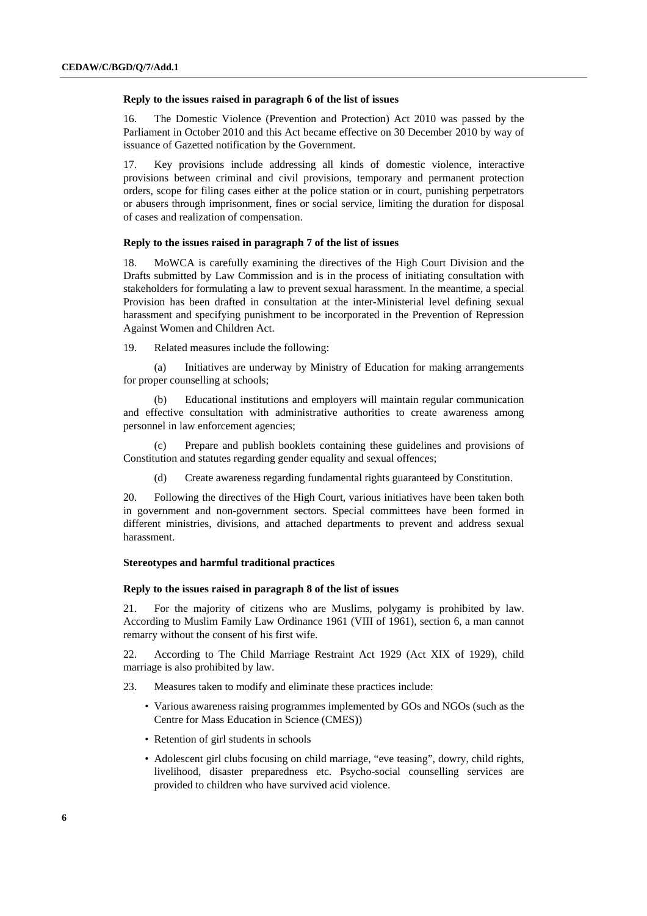**Reply to the issues raised in paragraph 6 of the list of issues**

16. The Domestic Violence (Prevention and Protection) Act 2010 was passed by the Parliament in October 2010 and this Act became effective on 30 December 2010 by way of issuance of Gazetted notification by the Government.

17. Key provisions include addressing all kinds of domestic violence, interactive provisions between criminal and civil provisions, temporary and permanent protection orders, scope for filing cases either at the police station or in court, punishing perpetrators or abusers through imprisonment, fines or social service, limiting the duration for disposal of cases and realization of compensation.

**Reply to the issues raised in paragraph 7 of the list of issues**

18. MoWCA is carefully examining the directives of the High Court Division and the Drafts submitted by Law Commission and is in the process of initiating consultation with stakeholders for formulating a law to prevent sexual harassment. In the meantime, a special Provision has been drafted in consultation at the inter-Ministerial level defining sexual harassment and specifying punishment to be incorporated in the Prevention of Repression Against Women and Children Act.

19. Related measures include the following:

(a) Initiatives are underway by Ministry of Education for making arrangements for proper counselling at schools;

(b) Educational institutions and employers will maintain regular communication and effective consultation with administrative authorities to create awareness among personnel in law enforcement agencies;

(c) Prepare and publish booklets containing these guidelines and provisions of Constitution and statutes regarding gender equality and sexual offences;

(d) Create awareness regarding fundamental rights guaranteed by Constitution.

20. Following the directives of the High Court, various initiatives have been taken both in government and non-government sectors. Special committees have been formed in different ministries, divisions, and attached departments to prevent and address sexual harassment.

**Stereotypes and harmful traditional practices**

**Reply to the issues raised in paragraph 8 of the list of issues**

21. For the majority of citizens who are Muslims, polygamy is prohibited by law. According to Muslim Family Law Ordinance 1961 (VIII of 1961), section 6, a man cannot remarry without the consent of his first wife.

22. According to The Child Marriage Restraint Act 1929 (Act XIX of 1929), child marriage is also prohibited by law.

23. Measures taken to modify and eliminate these practices include:

- Various awareness raising programmes implemented by GOs and NGOs (such as the Centre for Mass Education in Science (CMES))
- Retention of girl students in schools
- Adolescent girl clubs focusing on child marriage, "eve teasing", dowry, child rights, livelihood, disaster preparedness etc. Psycho-social counselling services are provided to children who have survived acid violence.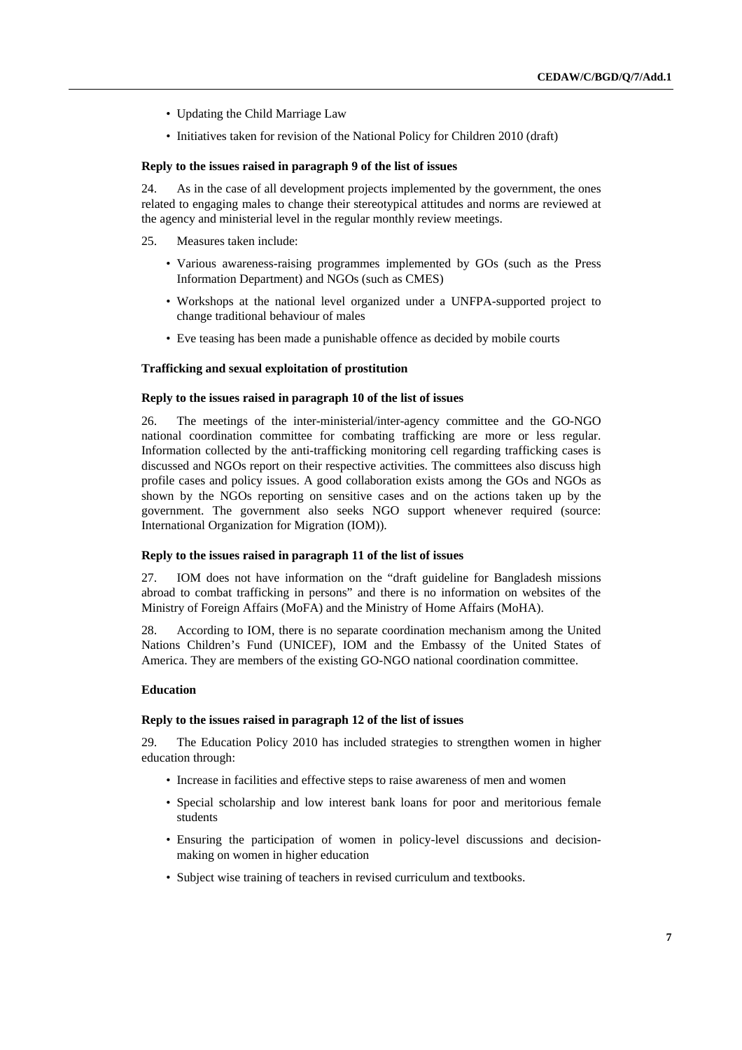- Updating the Child Marriage Law
- Initiatives taken for revision of the National Policy for Children 2010 (draft)

**Reply to the issues raised in paragraph 9 of the list of issues**

24. As in the case of all development projects implemented by the government, the ones related to engaging males to change their stereotypical attitudes and norms are reviewed at the agency and ministerial level in the regular monthly review meetings.

25. Measures taken include:

- Various awareness-raising programmes implemented by GOs (such as the Press Information Department) and NGOs (such as CMES)
- Workshops at the national level organized under a UNFPA-supported project to change traditional behaviour of males
- Eve teasing has been made a punishable offence as decided by mobile courts

### Trafficking and sexual exploitation of prostitution

**Reply to the issues raised in paragraph 10 of the list of issues**

26. The meetings of the inter-ministerial/inter-agency committee and the GO-NGO national coordination committee for combating trafficking are more or less regular. Information collected by the anti-trafficking monitoring cell regarding trafficking cases is discussed and NGOs report on their respective activities. The committees also discuss high profile cases and policy issues. A good collaboration exists among the GOs and NGOs as shown by the NGOs reporting on sensitive cases and on the actions taken up by the government. The government also seeks NGO support whenever required (source: International Organization for Migration (IOM)).

**Reply to the issues raised in paragraph 11 of the list of issues**

27. IOM does not have information on the "draft guideline for Bangladesh missions abroad to combat trafficking in persons" and there is no information on websites of the Ministry of Foreign Affairs (MoFA) and the Ministry of Home Affairs (MoHA).

28. According to IOM, there is no separate coordination mechanism among the United Nations Children's Fund (UNICEF), IOM and the Embassy of the United States of America. They are members of the existing GO-NGO national coordination committee.

### Education

**Reply to the issues raised in paragraph 12 of the list of issues**

29. The Education Policy 2010 has included strategies to strengthen women in higher education through:

- Increase in facilities and effective steps to raise awareness of men and women
- Special scholarship and low interest bank loans for poor and meritorious female students
- Ensuring the participation of women in policy-level discussions and decision-making on women in higher education
- Subject wise training of teachers in revised curriculum and textbooks.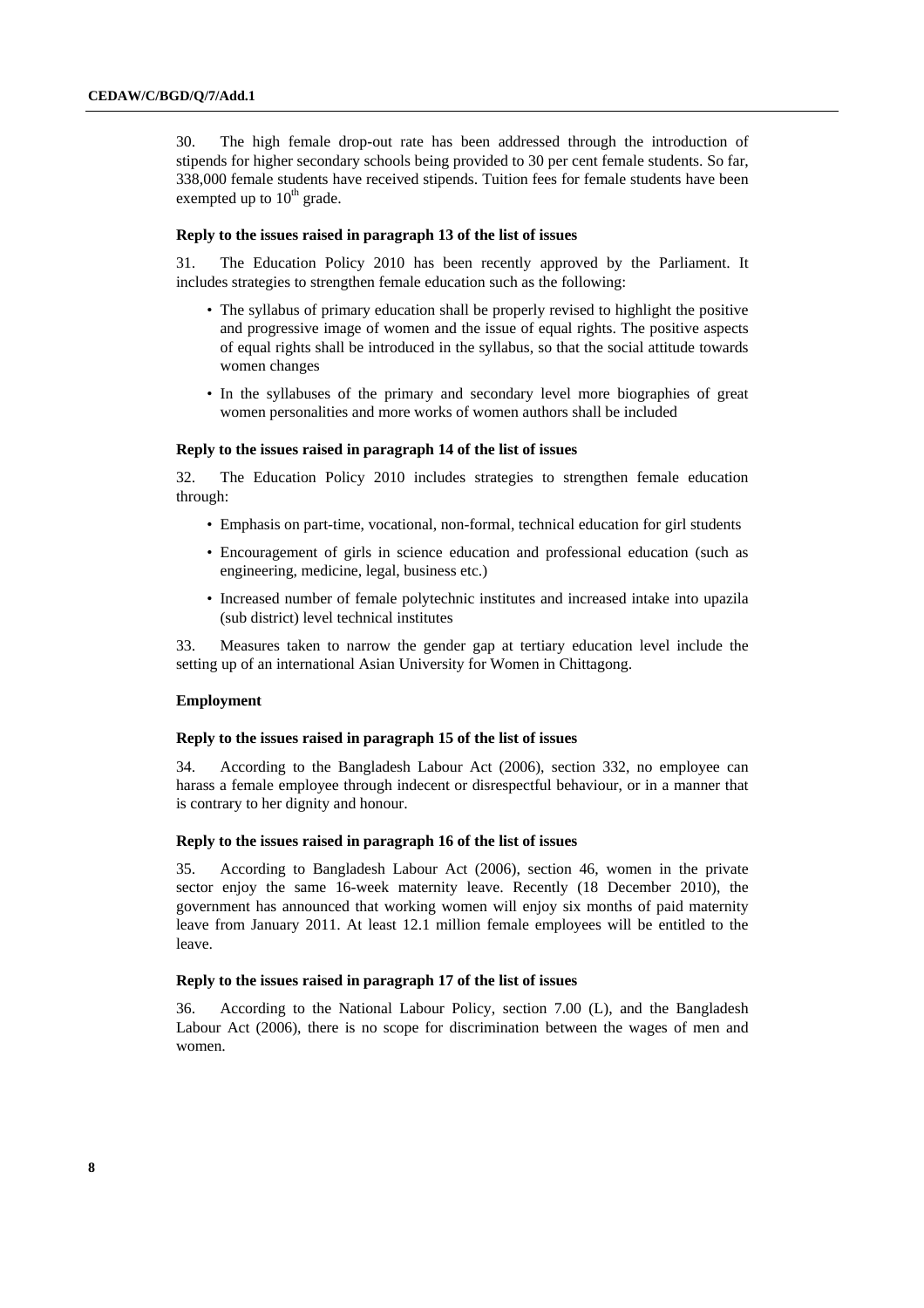30. The high female drop-out rate has been addressed through the introduction of stipends for higher secondary schools being provided to 30 per cent female students. So far, 338,000 female students have received stipends. Tuition fees for female students have been exempted up to 10th grade.

**Reply to the issues raised in paragraph 13 of the list of issues**

31. The Education Policy 2010 has been recently approved by the Parliament. It includes strategies to strengthen female education such as the following:

- The syllabus of primary education shall be properly revised to highlight the positive and progressive image of women and the issue of equal rights. The positive aspects of equal rights shall be introduced in the syllabus, so that the social attitude towards women changes
- In the syllabuses of the primary and secondary level more biographies of great women personalities and more works of women authors shall be included

**Reply to the issues raised in paragraph 14 of the list of issues**

32. The Education Policy 2010 includes strategies to strengthen female education through:

- Emphasis on part-time, vocational, non-formal, technical education for girl students
- Encouragement of girls in science education and professional education (such as engineering, medicine, legal, business etc.)
- Increased number of female polytechnic institutes and increased intake into upazila (sub district) level technical institutes

33. Measures taken to narrow the gender gap at tertiary education level include the setting up of an international Asian University for Women in Chittagong.

**Employment**

**Reply to the issues raised in paragraph 15 of the list of issues**

34. According to the Bangladesh Labour Act (2006), section 332, no employee can harass a female employee through indecent or disrespectful behaviour, or in a manner that is contrary to her dignity and honour.

**Reply to the issues raised in paragraph 16 of the list of issues**

35. According to Bangladesh Labour Act (2006), section 46, women in the private sector enjoy the same 16-week maternity leave. Recently (18 December 2010), the government has announced that working women will enjoy six months of paid maternity leave from January 2011. At least 12.1 million female employees will be entitled to the leave.

**Reply to the issues raised in paragraph 17 of the list of issues**

36. According to the National Labour Policy, section 7.00 (L), and the Bangladesh Labour Act (2006), there is no scope for discrimination between the wages of men and women.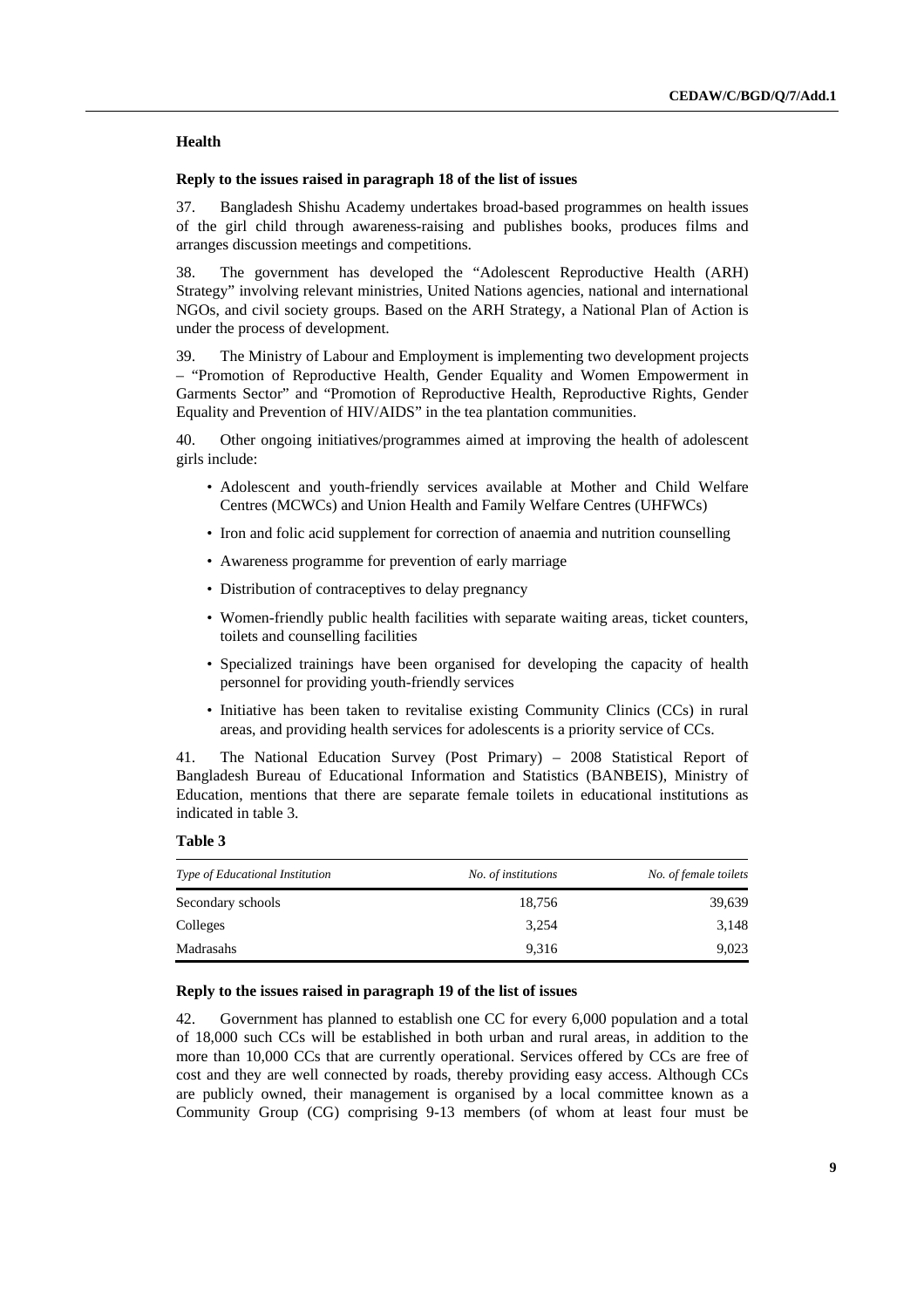## Health

### Reply to the issues raised in paragraph 18 of the list of issues

37. Bangladesh Shishu Academy undertakes broad-based programmes on health issues of the girl child through awareness-raising and publishes books, produces films and arranges discussion meetings and competitions.

38. The government has developed the "Adolescent Reproductive Health (ARH) Strategy" involving relevant ministries, United Nations agencies, national and international NGOs, and civil society groups. Based on the ARH Strategy, a National Plan of Action is under the process of development.

39. The Ministry of Labour and Employment is implementing two development projects – "Promotion of Reproductive Health, Gender Equality and Women Empowerment in Garments Sector" and "Promotion of Reproductive Health, Reproductive Rights, Gender Equality and Prevention of HIV/AIDS" in the tea plantation communities.

40. Other ongoing initiatives/programmes aimed at improving the health of adolescent girls include:

- Adolescent and youth-friendly services available at Mother and Child Welfare Centres (MCWCs) and Union Health and Family Welfare Centres (UHFWCs)
- Iron and folic acid supplement for correction of anaemia and nutrition counselling
- Awareness programme for prevention of early marriage
- Distribution of contraceptives to delay pregnancy
- Women-friendly public health facilities with separate waiting areas, ticket counters, toilets and counselling facilities
- Specialized trainings have been organised for developing the capacity of health personnel for providing youth-friendly services
- Initiative has been taken to revitalise existing Community Clinics (CCs) in rural areas, and providing health services for adolescents is a priority service of CCs.

41. The National Education Survey (Post Primary) – 2008 Statistical Report of Bangladesh Bureau of Educational Information and Statistics (BANBEIS), Ministry of Education, mentions that there are separate female toilets in educational institutions as indicated in table 3.

**Table 3**

| *Type of Educational Institution* | *No. of institutions* | *No. of female toilets* |
|---|---|---|
| Secondary schools | 18,756 | 39,639 |
| Colleges | 3,254 | 3,148 |
| Madrasahs | 9,316 | 9,023 |

### Reply to the issues raised in paragraph 19 of the list of issues

42. Government has planned to establish one CC for every 6,000 population and a total of 18,000 such CCs will be established in both urban and rural areas, in addition to the more than 10,000 CCs that are currently operational. Services offered by CCs are free of cost and they are well connected by roads, thereby providing easy access. Although CCs are publicly owned, their management is organised by a local committee known as a Community Group (CG) comprising 9-13 members (of whom at least four must be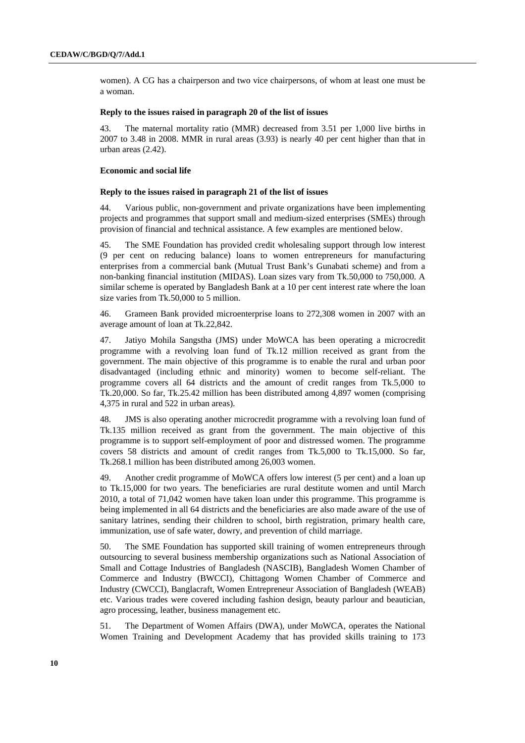women). A CG has a chairperson and two vice chairpersons, of whom at least one must be a woman.

#### Reply to the issues raised in paragraph 20 of the list of issues

43. The maternal mortality ratio (MMR) decreased from 3.51 per 1,000 live births in 2007 to 3.48 in 2008. MMR in rural areas (3.93) is nearly 40 per cent higher than that in urban areas (2.42).

### Economic and social life

#### Reply to the issues raised in paragraph 21 of the list of issues

44. Various public, non-government and private organizations have been implementing projects and programmes that support small and medium-sized enterprises (SMEs) through provision of financial and technical assistance. A few examples are mentioned below.

45. The SME Foundation has provided credit wholesaling support through low interest (9 per cent on reducing balance) loans to women entrepreneurs for manufacturing enterprises from a commercial bank (Mutual Trust Bank's Gunabati scheme) and from a non-banking financial institution (MIDAS). Loan sizes vary from Tk.50,000 to 750,000. A similar scheme is operated by Bangladesh Bank at a 10 per cent interest rate where the loan size varies from Tk.50,000 to 5 million.

46. Grameen Bank provided microenterprise loans to 272,308 women in 2007 with an average amount of loan at Tk.22,842.

47. Jatiyo Mohila Sangstha (JMS) under MoWCA has been operating a microcredit programme with a revolving loan fund of Tk.12 million received as grant from the government. The main objective of this programme is to enable the rural and urban poor disadvantaged (including ethnic and minority) women to become self-reliant. The programme covers all 64 districts and the amount of credit ranges from Tk.5,000 to Tk.20,000. So far, Tk.25.42 million has been distributed among 4,897 women (comprising 4,375 in rural and 522 in urban areas).

48. JMS is also operating another microcredit programme with a revolving loan fund of Tk.135 million received as grant from the government. The main objective of this programme is to support self-employment of poor and distressed women. The programme covers 58 districts and amount of credit ranges from Tk.5,000 to Tk.15,000. So far, Tk.268.1 million has been distributed among 26,003 women.

49. Another credit programme of MoWCA offers low interest (5 per cent) and a loan up to Tk.15,000 for two years. The beneficiaries are rural destitute women and until March 2010, a total of 71,042 women have taken loan under this programme. This programme is being implemented in all 64 districts and the beneficiaries are also made aware of the use of sanitary latrines, sending their children to school, birth registration, primary health care, immunization, use of safe water, dowry, and prevention of child marriage.

50. The SME Foundation has supported skill training of women entrepreneurs through outsourcing to several business membership organizations such as National Association of Small and Cottage Industries of Bangladesh (NASCIB), Bangladesh Women Chamber of Commerce and Industry (BWCCI), Chittagong Women Chamber of Commerce and Industry (CWCCI), Banglacraft, Women Entrepreneur Association of Bangladesh (WEAB) etc. Various trades were covered including fashion design, beauty parlour and beautician, agro processing, leather, business management etc.

51. The Department of Women Affairs (DWA), under MoWCA, operates the National Women Training and Development Academy that has provided skills training to 173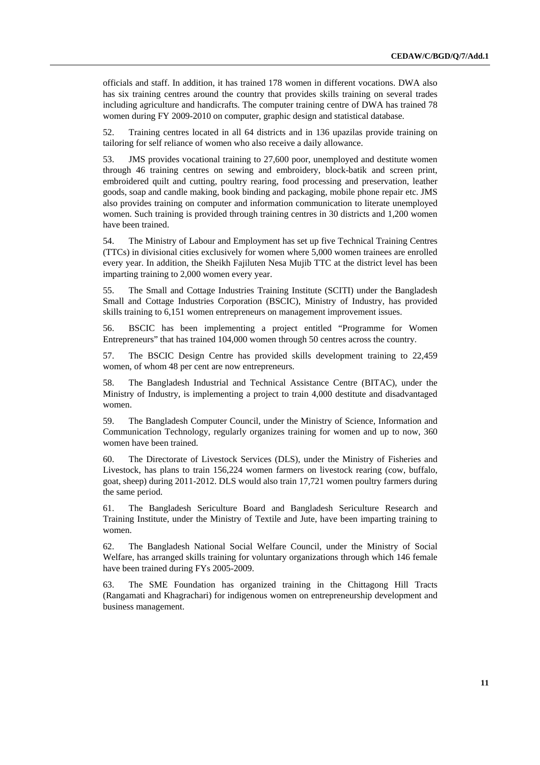officials and staff. In addition, it has trained 178 women in different vocations. DWA also has six training centres around the country that provides skills training on several trades including agriculture and handicrafts. The computer training centre of DWA has trained 78 women during FY 2009-2010 on computer, graphic design and statistical database.

52. Training centres located in all 64 districts and in 136 upazilas provide training on tailoring for self reliance of women who also receive a daily allowance.

53. JMS provides vocational training to 27,600 poor, unemployed and destitute women through 46 training centres on sewing and embroidery, block-batik and screen print, embroidered quilt and cutting, poultry rearing, food processing and preservation, leather goods, soap and candle making, book binding and packaging, mobile phone repair etc. JMS also provides training on computer and information communication to literate unemployed women. Such training is provided through training centres in 30 districts and 1,200 women have been trained.

54. The Ministry of Labour and Employment has set up five Technical Training Centres (TTCs) in divisional cities exclusively for women where 5,000 women trainees are enrolled every year. In addition, the Sheikh Fajiluten Nesa Mujib TTC at the district level has been imparting training to 2,000 women every year.

55. The Small and Cottage Industries Training Institute (SCITI) under the Bangladesh Small and Cottage Industries Corporation (BSCIC), Ministry of Industry, has provided skills training to 6,151 women entrepreneurs on management improvement issues.

56. BSCIC has been implementing a project entitled "Programme for Women Entrepreneurs" that has trained 104,000 women through 50 centres across the country.

57. The BSCIC Design Centre has provided skills development training to 22,459 women, of whom 48 per cent are now entrepreneurs.

58. The Bangladesh Industrial and Technical Assistance Centre (BITAC), under the Ministry of Industry, is implementing a project to train 4,000 destitute and disadvantaged women.

59. The Bangladesh Computer Council, under the Ministry of Science, Information and Communication Technology, regularly organizes training for women and up to now, 360 women have been trained.

60. The Directorate of Livestock Services (DLS), under the Ministry of Fisheries and Livestock, has plans to train 156,224 women farmers on livestock rearing (cow, buffalo, goat, sheep) during 2011-2012. DLS would also train 17,721 women poultry farmers during the same period.

61. The Bangladesh Sericulture Board and Bangladesh Sericulture Research and Training Institute, under the Ministry of Textile and Jute, have been imparting training to women.

62. The Bangladesh National Social Welfare Council, under the Ministry of Social Welfare, has arranged skills training for voluntary organizations through which 146 female have been trained during FYs 2005-2009.

63. The SME Foundation has organized training in the Chittagong Hill Tracts (Rangamati and Khagrachari) for indigenous women on entrepreneurship development and business management.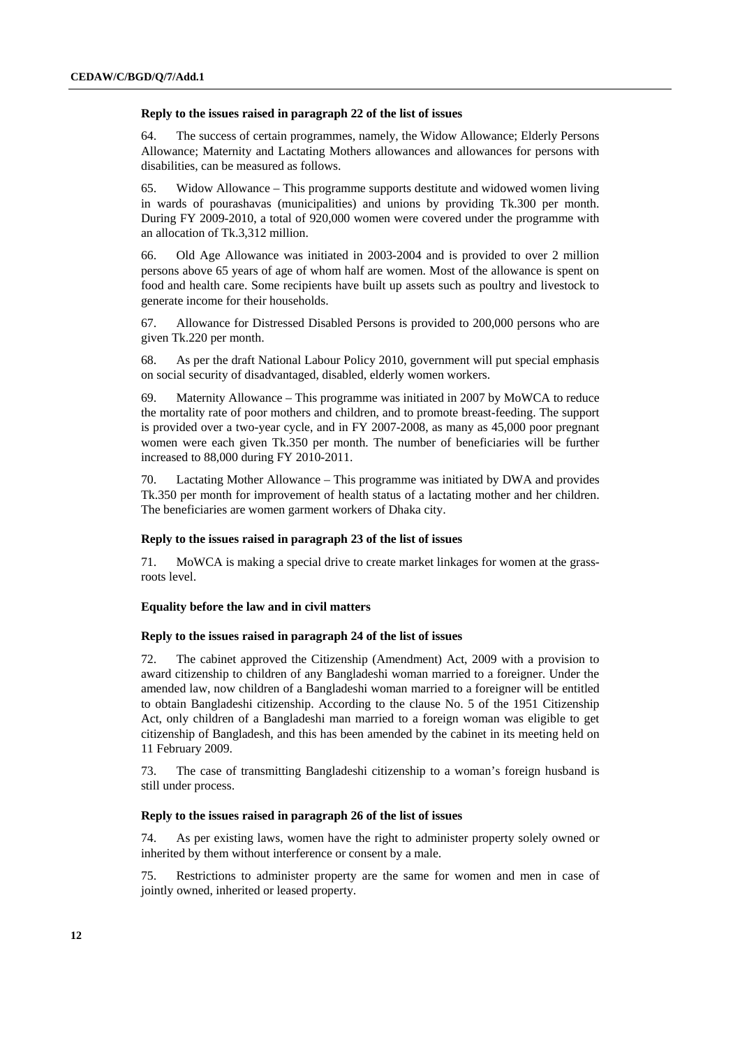#### Reply to the issues raised in paragraph 22 of the list of issues

64. The success of certain programmes, namely, the Widow Allowance; Elderly Persons Allowance; Maternity and Lactating Mothers allowances and allowances for persons with disabilities, can be measured as follows.

65. Widow Allowance – This programme supports destitute and widowed women living in wards of pourashavas (municipalities) and unions by providing Tk.300 per month. During FY 2009-2010, a total of 920,000 women were covered under the programme with an allocation of Tk.3,312 million.

66. Old Age Allowance was initiated in 2003-2004 and is provided to over 2 million persons above 65 years of age of whom half are women. Most of the allowance is spent on food and health care. Some recipients have built up assets such as poultry and livestock to generate income for their households.

67. Allowance for Distressed Disabled Persons is provided to 200,000 persons who are given Tk.220 per month.

68. As per the draft National Labour Policy 2010, government will put special emphasis on social security of disadvantaged, disabled, elderly women workers.

69. Maternity Allowance – This programme was initiated in 2007 by MoWCA to reduce the mortality rate of poor mothers and children, and to promote breast-feeding. The support is provided over a two-year cycle, and in FY 2007-2008, as many as 45,000 poor pregnant women were each given Tk.350 per month. The number of beneficiaries will be further increased to 88,000 during FY 2010-2011.

70. Lactating Mother Allowance – This programme was initiated by DWA and provides Tk.350 per month for improvement of health status of a lactating mother and her children. The beneficiaries are women garment workers of Dhaka city.

#### Reply to the issues raised in paragraph 23 of the list of issues

71. MoWCA is making a special drive to create market linkages for women at the grass-roots level.

### Equality before the law and in civil matters

#### Reply to the issues raised in paragraph 24 of the list of issues

72. The cabinet approved the Citizenship (Amendment) Act, 2009 with a provision to award citizenship to children of any Bangladeshi woman married to a foreigner. Under the amended law, now children of a Bangladeshi woman married to a foreigner will be entitled to obtain Bangladeshi citizenship. According to the clause No. 5 of the 1951 Citizenship Act, only children of a Bangladeshi man married to a foreign woman was eligible to get citizenship of Bangladesh, and this has been amended by the cabinet in its meeting held on 11 February 2009.

73. The case of transmitting Bangladeshi citizenship to a woman's foreign husband is still under process.

#### Reply to the issues raised in paragraph 26 of the list of issues

74. As per existing laws, women have the right to administer property solely owned or inherited by them without interference or consent by a male.

75. Restrictions to administer property are the same for women and men in case of jointly owned, inherited or leased property.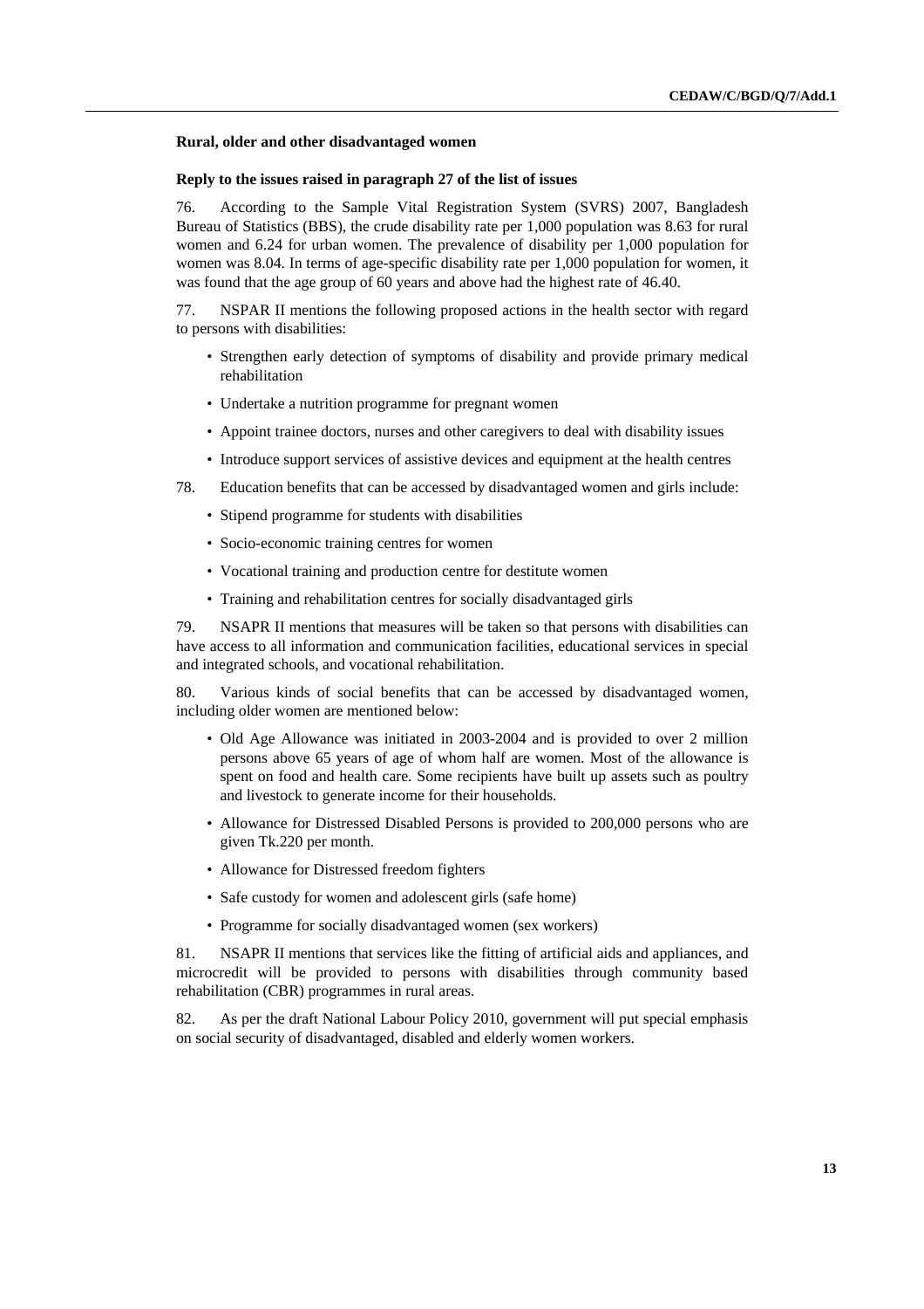**Rural, older and other disadvantaged women**

**Reply to the issues raised in paragraph 27 of the list of issues**

76. According to the Sample Vital Registration System (SVRS) 2007, Bangladesh Bureau of Statistics (BBS), the crude disability rate per 1,000 population was 8.63 for rural women and 6.24 for urban women. The prevalence of disability per 1,000 population for women was 8.04. In terms of age-specific disability rate per 1,000 population for women, it was found that the age group of 60 years and above had the highest rate of 46.40.

77. NSPAR II mentions the following proposed actions in the health sector with regard to persons with disabilities:

- Strengthen early detection of symptoms of disability and provide primary medical rehabilitation
- Undertake a nutrition programme for pregnant women
- Appoint trainee doctors, nurses and other caregivers to deal with disability issues
- Introduce support services of assistive devices and equipment at the health centres

78. Education benefits that can be accessed by disadvantaged women and girls include:

- Stipend programme for students with disabilities
- Socio-economic training centres for women
- Vocational training and production centre for destitute women
- Training and rehabilitation centres for socially disadvantaged girls

79. NSAPR II mentions that measures will be taken so that persons with disabilities can have access to all information and communication facilities, educational services in special and integrated schools, and vocational rehabilitation.

80. Various kinds of social benefits that can be accessed by disadvantaged women, including older women are mentioned below:

- Old Age Allowance was initiated in 2003-2004 and is provided to over 2 million persons above 65 years of age of whom half are women. Most of the allowance is spent on food and health care. Some recipients have built up assets such as poultry and livestock to generate income for their households.
- Allowance for Distressed Disabled Persons is provided to 200,000 persons who are given Tk.220 per month.
- Allowance for Distressed freedom fighters
- Safe custody for women and adolescent girls (safe home)
- Programme for socially disadvantaged women (sex workers)

81. NSAPR II mentions that services like the fitting of artificial aids and appliances, and microcredit will be provided to persons with disabilities through community based rehabilitation (CBR) programmes in rural areas.

82. As per the draft National Labour Policy 2010, government will put special emphasis on social security of disadvantaged, disabled and elderly women workers.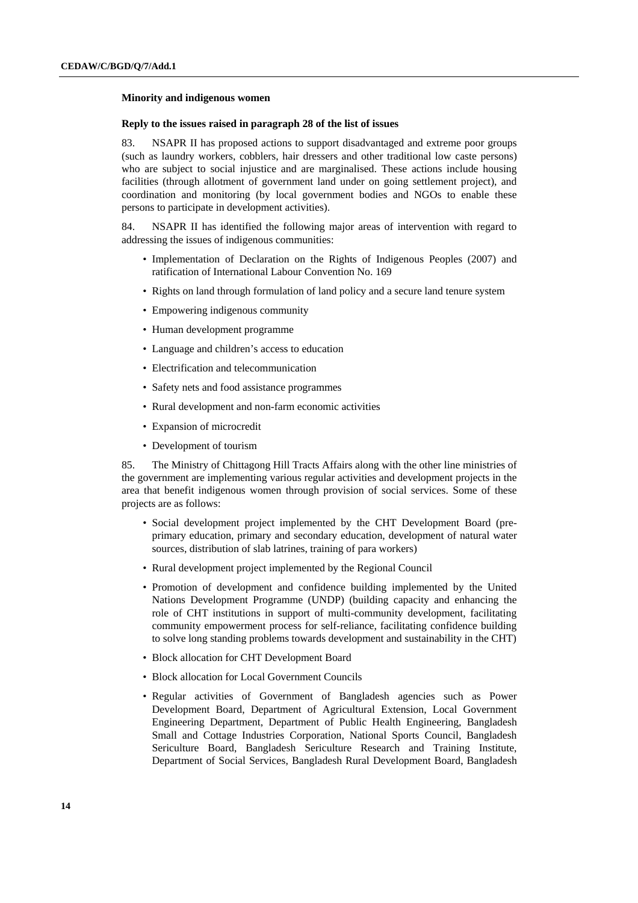### Minority and indigenous women

#### Reply to the issues raised in paragraph 28 of the list of issues

83. NSAPR II has proposed actions to support disadvantaged and extreme poor groups (such as laundry workers, cobblers, hair dressers and other traditional low caste persons) who are subject to social injustice and are marginalised. These actions include housing facilities (through allotment of government land under on going settlement project), and coordination and monitoring (by local government bodies and NGOs to enable these persons to participate in development activities).

84. NSAPR II has identified the following major areas of intervention with regard to addressing the issues of indigenous communities:

- Implementation of Declaration on the Rights of Indigenous Peoples (2007) and ratification of International Labour Convention No. 169
- Rights on land through formulation of land policy and a secure land tenure system
- Empowering indigenous community
- Human development programme
- Language and children's access to education
- Electrification and telecommunication
- Safety nets and food assistance programmes
- Rural development and non-farm economic activities
- Expansion of microcredit
- Development of tourism

85. The Ministry of Chittagong Hill Tracts Affairs along with the other line ministries of the government are implementing various regular activities and development projects in the area that benefit indigenous women through provision of social services. Some of these projects are as follows:

- Social development project implemented by the CHT Development Board (pre-primary education, primary and secondary education, development of natural water sources, distribution of slab latrines, training of para workers)
- Rural development project implemented by the Regional Council
- Promotion of development and confidence building implemented by the United Nations Development Programme (UNDP) (building capacity and enhancing the role of CHT institutions in support of multi-community development, facilitating community empowerment process for self-reliance, facilitating confidence building to solve long standing problems towards development and sustainability in the CHT)
- Block allocation for CHT Development Board
- Block allocation for Local Government Councils
- Regular activities of Government of Bangladesh agencies such as Power Development Board, Department of Agricultural Extension, Local Government Engineering Department, Department of Public Health Engineering, Bangladesh Small and Cottage Industries Corporation, National Sports Council, Bangladesh Sericulture Board, Bangladesh Sericulture Research and Training Institute, Department of Social Services, Bangladesh Rural Development Board, Bangladesh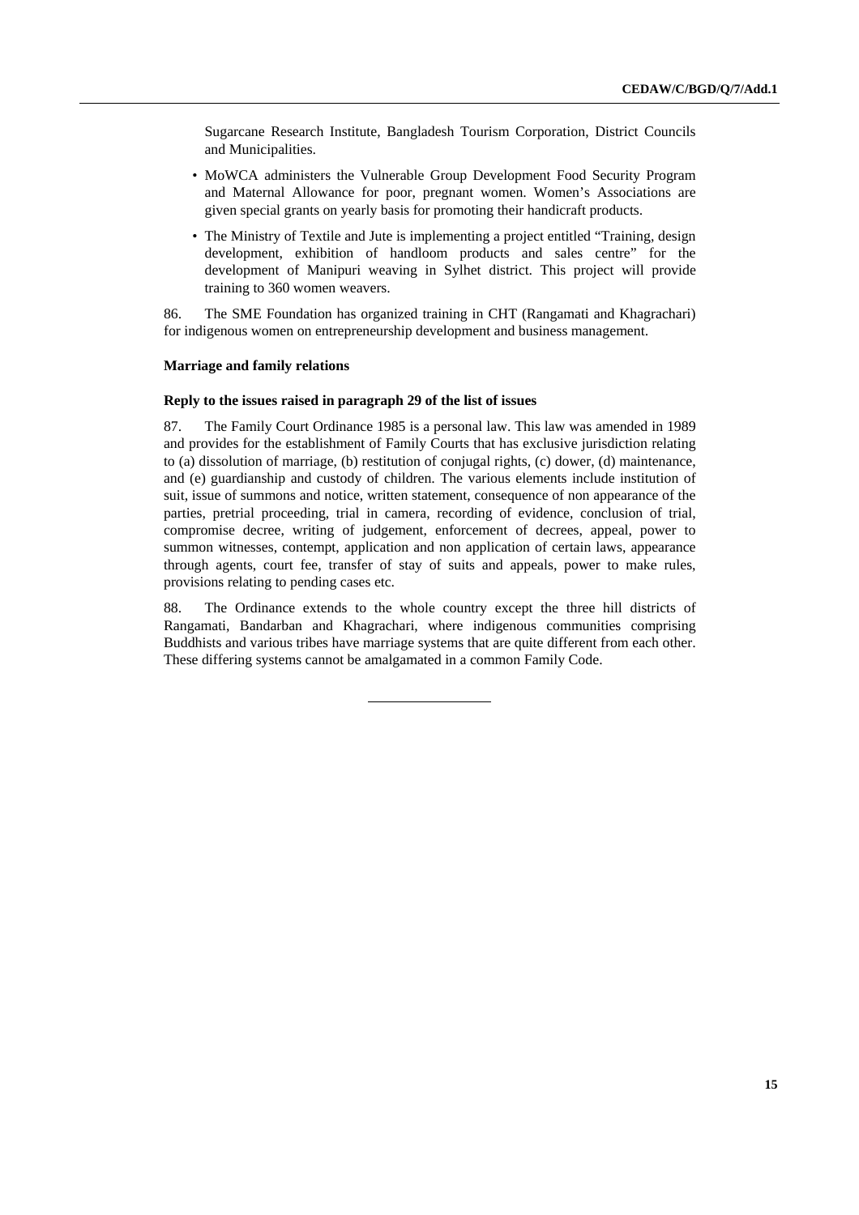Sugarcane Research Institute, Bangladesh Tourism Corporation, District Councils and Municipalities.

- MoWCA administers the Vulnerable Group Development Food Security Program and Maternal Allowance for poor, pregnant women. Women's Associations are given special grants on yearly basis for promoting their handicraft products.
- The Ministry of Textile and Jute is implementing a project entitled "Training, design development, exhibition of handloom products and sales centre" for the development of Manipuri weaving in Sylhet district. This project will provide training to 360 women weavers.

86. The SME Foundation has organized training in CHT (Rangamati and Khagrachari) for indigenous women on entrepreneurship development and business management.

**Marriage and family relations**

**Reply to the issues raised in paragraph 29 of the list of issues**

87. The Family Court Ordinance 1985 is a personal law. This law was amended in 1989 and provides for the establishment of Family Courts that has exclusive jurisdiction relating to (a) dissolution of marriage, (b) restitution of conjugal rights, (c) dower, (d) maintenance, and (e) guardianship and custody of children. The various elements include institution of suit, issue of summons and notice, written statement, consequence of non appearance of the parties, pretrial proceeding, trial in camera, recording of evidence, conclusion of trial, compromise decree, writing of judgement, enforcement of decrees, appeal, power to summon witnesses, contempt, application and non application of certain laws, appearance through agents, court fee, transfer of stay of suits and appeals, power to make rules, provisions relating to pending cases etc.

88. The Ordinance extends to the whole country except the three hill districts of Rangamati, Bandarban and Khagrachari, where indigenous communities comprising Buddhists and various tribes have marriage systems that are quite different from each other. These differing systems cannot be amalgamated in a common Family Code.